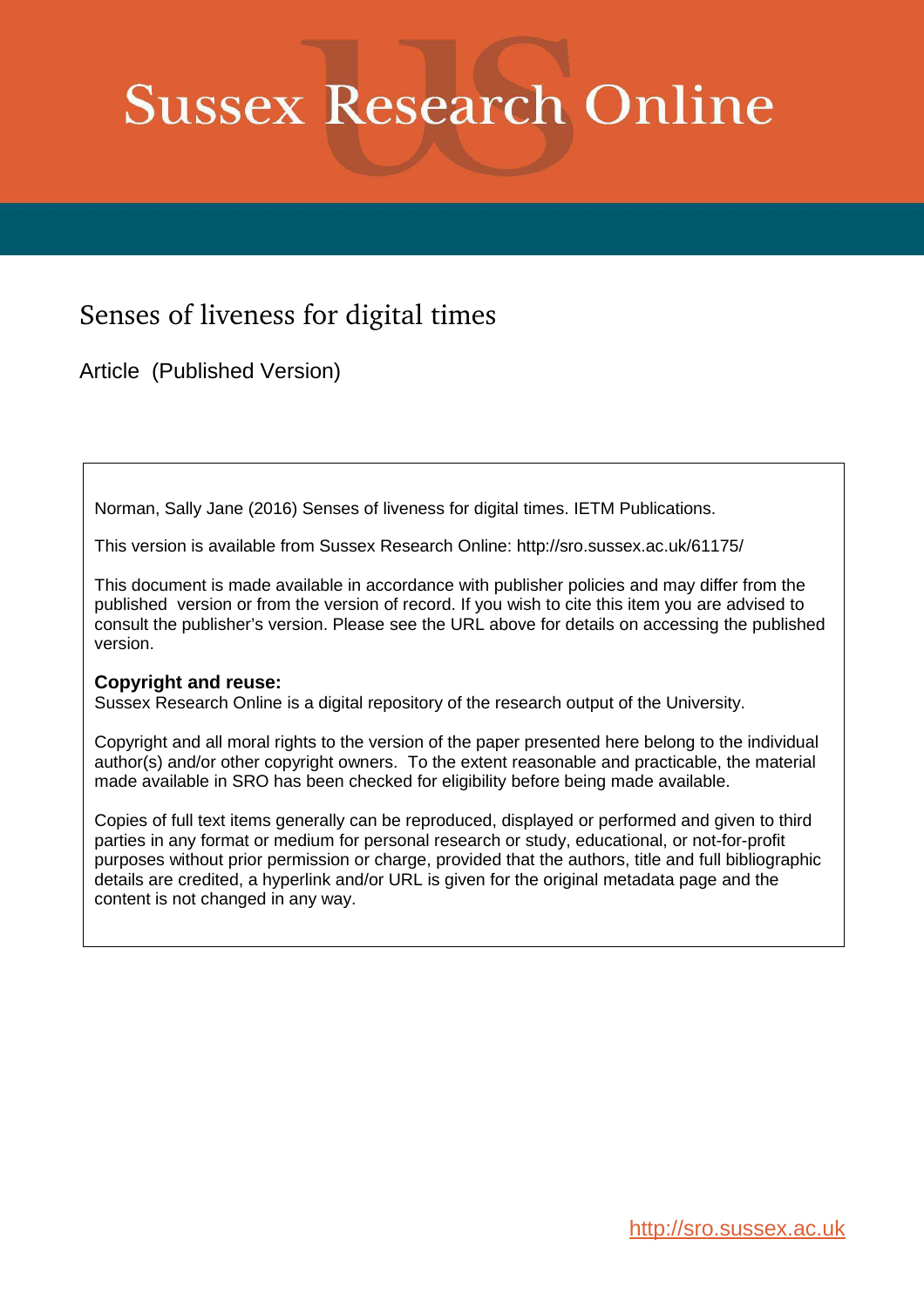# Sussex Research Online

## Senses of liveness for digital times

Article (Published Version)

Norman, Sally Jane (2016) Senses of liveness for digital times. IETM Publications.

This version is available from Sussex Research Online: http://sro.sussex.ac.uk/61175/

This document is made available in accordance with publisher policies and may differ from the published version or from the version of record. If you wish to cite this item you are advised to consult the publisher's version. Please see the URL above for details on accessing the published version.

**Copyright and reuse:**
Sussex Research Online is a digital repository of the research output of the University.

Copyright and all moral rights to the version of the paper presented here belong to the individual author(s) and/or other copyright owners. To the extent reasonable and practicable, the material made available in SRO has been checked for eligibility before being made available.

Copies of full text items generally can be reproduced, displayed or performed and given to third parties in any format or medium for personal research or study, educational, or not-for-profit purposes without prior permission or charge, provided that the authors, title and full bibliographic details are credited, a hyperlink and/or URL is given for the original metadata page and the content is not changed in any way.

http://sro.sussex.ac.uk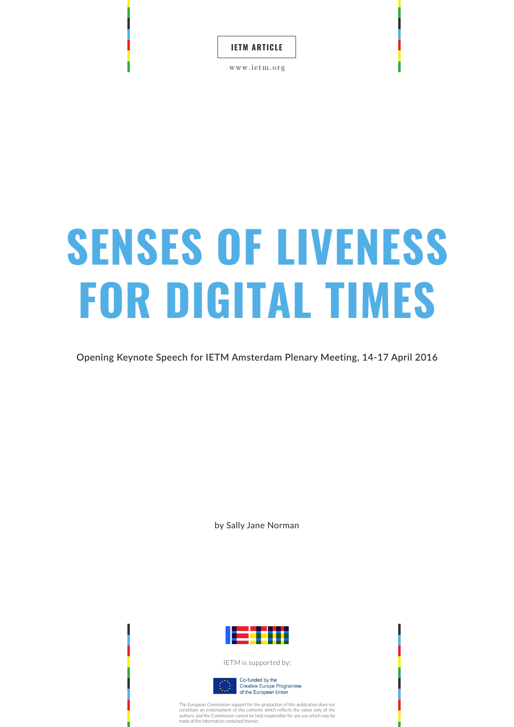IETM ARTICLE

www.ietm.org

# SENSES OF LIVENESS FOR DIGITAL TIMES

Opening Keynote Speech for IETM Amsterdam Plenary Meeting, 14-17 April 2016

by Sally Jane Norman

IETM is supported by:

Co-funded by the Creative Europe Programme of the European Union

The European Commission support for the production of this publication does not constitute an endorsement of the contents which reflects the views only of the authors, and the Commission cannot be held responsible for any use which may be made of the information contained therein.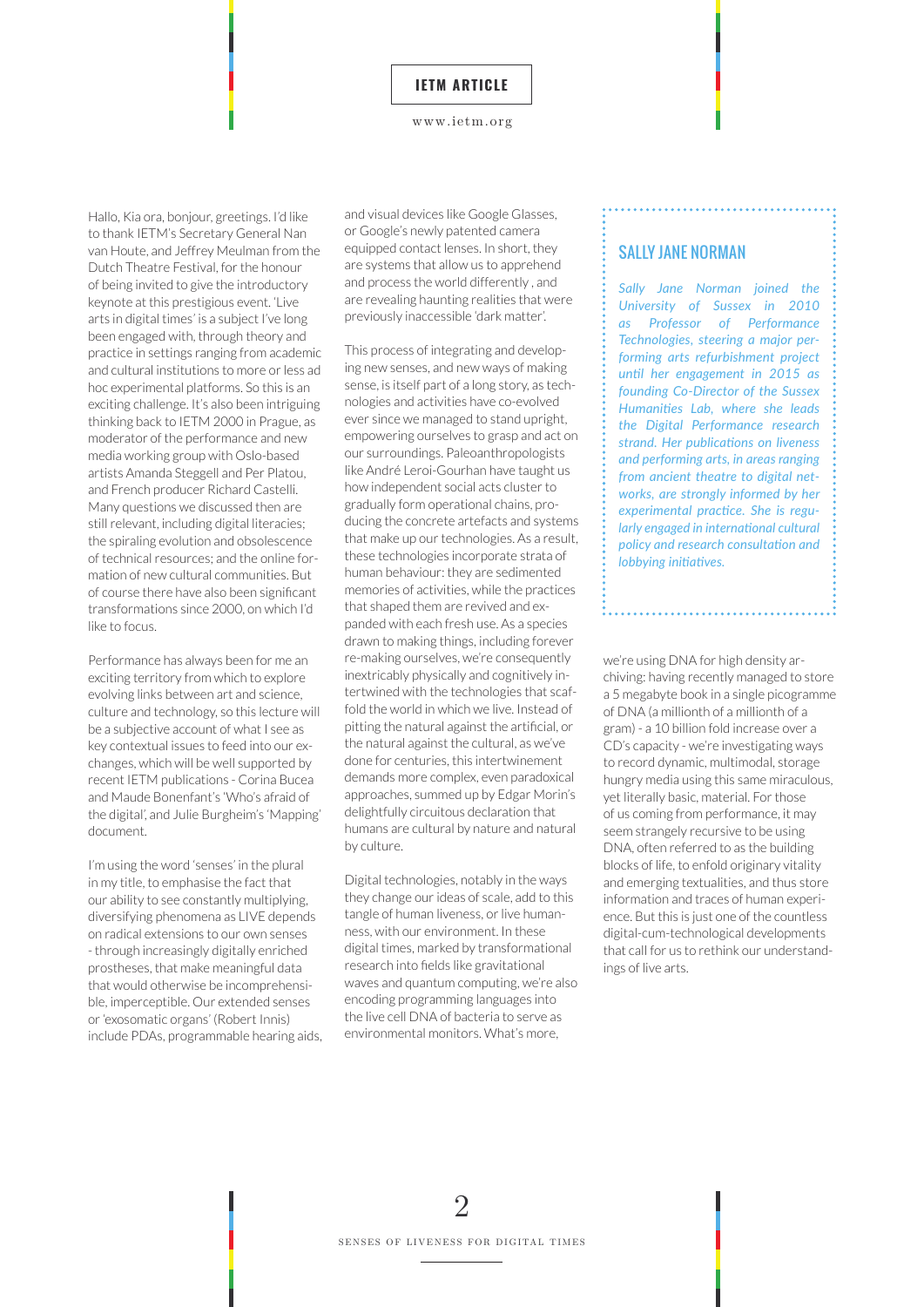Hallo, Kia ora, bonjour, greetings. I'd like to thank IETM's Secretary General Nan van Houte, and Jeffrey Meulman from the Dutch Theatre Festival, for the honour of being invited to give the introductory keynote at this prestigious event. 'Live arts in digital times' is a subject I've long been engaged with, through theory and practice in settings ranging from academic and cultural institutions to more or less ad hoc experimental platforms. So this is an exciting challenge. It's also been intriguing thinking back to IETM 2000 in Prague, as moderator of the performance and new media working group with Oslo-based artists Amanda Steggell and Per Platou, and French producer Richard Castelli. Many questions we discussed then are still relevant, including digital literacies; the spiraling evolution and obsolescence of technical resources; and the online formation of new cultural communities. But of course there have also been significant transformations since 2000, on which I'd like to focus.

Performance has always been for me an exciting territory from which to explore evolving links between art and science, culture and technology, so this lecture will be a subjective account of what I see as key contextual issues to feed into our exchanges, which will be well supported by recent IETM publications - Corina Bucea and Maude Bonenfant's 'Who's afraid of the digital', and Julie Burgheim's 'Mapping' document.

I'm using the word 'senses' in the plural in my title, to emphasise the fact that our ability to see constantly multiplying, diversifying phenomena as LIVE depends on radical extensions to our own senses - through increasingly digitally enriched prostheses, that make meaningful data that would otherwise be incomprehensible, imperceptible. Our extended senses or 'exosomatic organs' (Robert Innis) include PDAs, programmable hearing aids, and visual devices like Google Glasses, or Google's newly patented camera equipped contact lenses. In short, they are systems that allow us to apprehend and process the world differently , and are revealing haunting realities that were previously inaccessible 'dark matter'.

This process of integrating and developing new senses, and new ways of making sense, is itself part of a long story, as technologies and activities have co-evolved ever since we managed to stand upright, empowering ourselves to grasp and act on our surroundings. Paleoanthropologists like André Leroi-Gourhan have taught us how independent social acts cluster to gradually form operational chains, producing the concrete artefacts and systems that make up our technologies. As a result, these technologies incorporate strata of human behaviour: they are sedimented memories of activities, while the practices that shaped them are revived and expanded with each fresh use. As a species drawn to making things, including forever re-making ourselves, we're consequently inextricably physically and cognitively intertwined with the technologies that scaffold the world in which we live. Instead of pitting the natural against the artificial, or the natural against the cultural, as we've done for centuries, this intertwinement demands more complex, even paradoxical approaches, summed up by Edgar Morin's delightfully circuitous declaration that humans are cultural by nature and natural by culture.

Digital technologies, notably in the ways they change our ideas of scale, add to this tangle of human liveness, or live humanness, with our environment. In these digital times, marked by transformational research into fields like gravitational waves and quantum computing, we're also encoding programming languages into the live cell DNA of bacteria to serve as environmental monitors. What's more, we're using DNA for high density archiving: having recently managed to store a 5 megabyte book in a single picogramme of DNA (a millionth of a millionth of a gram) - a 10 billion fold increase over a CD's capacity - we're investigating ways to record dynamic, multimodal, storage hungry media using this same miraculous, yet literally basic, material. For those of us coming from performance, it may seem strangely recursive to be using DNA, often referred to as the building blocks of life, to enfold originary vitality and emerging textualities, and thus store information and traces of human experience. But this is just one of the countless digital-cum-technological developments that call for us to rethink our understandings of live arts.

## SALLY JANE NORMAN

*Sally Jane Norman joined the University of Sussex in 2010 as Professor of Performance Technologies, steering a major performing arts refurbishment project until her engagement in 2015 as founding Co-Director of the Sussex Humanities Lab, where she leads the Digital Performance research strand. Her publications on liveness and performing arts, in areas ranging from ancient theatre to digital networks, are strongly informed by her experimental practice. She is regularly engaged in international cultural policy and research consultation and lobbying initiatives.*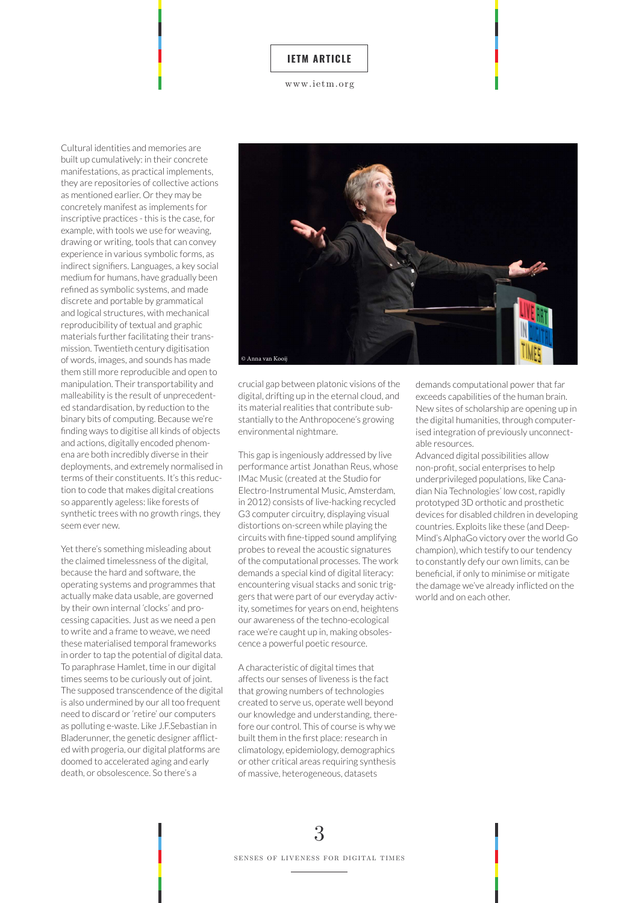Cultural identities and memories are built up cumulatively: in their concrete manifestations, as practical implements, they are repositories of collective actions as mentioned earlier. Or they may be concretely manifest as implements for inscriptive practices - this is the case, for example, with tools we use for weaving, drawing or writing, tools that can convey experience in various symbolic forms, as indirect signifiers. Languages, a key social medium for humans, have gradually been refined as symbolic systems, and made discrete and portable by grammatical and logical structures, with mechanical reproducibility of textual and graphic materials further facilitating their transmission. Twentieth century digitisation of words, images, and sounds has made them still more reproducible and open to manipulation. Their transportability and malleability is the result of unprecedented standardisation, by reduction to the binary bits of computing. Because we're finding ways to digitise all kinds of objects and actions, digitally encoded phenomena are both incredibly diverse in their deployments, and extremely normalised in terms of their constituents. It's this reduction to code that makes digital creations so apparently ageless: like forests of synthetic trees with no growth rings, they seem ever new.

Yet there's something misleading about the claimed timelessness of the digital, because the hard and software, the operating systems and programmes that actually make data usable, are governed by their own internal 'clocks' and processing capacities. Just as we need a pen to write and a frame to weave, we need these materialised temporal frameworks in order to tap the potential of digital data. To paraphrase Hamlet, time in our digital times seems to be curiously out of joint. The supposed transcendence of the digital is also undermined by our all too frequent need to discard or 'retire' our computers as polluting e-waste. Like J.F.Sebastian in Bladerunner, the genetic designer afflicted with progeria, our digital platforms are doomed to accelerated aging and early death, or obsolescence. So there's a crucial gap between platonic visions of the digital, drifting up in the eternal cloud, and its material realities that contribute substantially to the Anthropocene's growing environmental nightmare.

© Anna van Kooij

This gap is ingeniously addressed by live performance artist Jonathan Reus, whose IMac Music (created at the Studio for Electro-Instrumental Music, Amsterdam, in 2012) consists of live-hacking recycled G3 computer circuitry, displaying visual distortions on-screen while playing the circuits with fine-tipped sound amplifying probes to reveal the acoustic signatures of the computational processes. The work demands a special kind of digital literacy: encountering visual stacks and sonic triggers that were part of our everyday activity, sometimes for years on end, heightens our awareness of the techno-ecological race we're caught up in, making obsolescence a powerful poetic resource.

A characteristic of digital times that affects our senses of liveness is the fact that growing numbers of technologies created to serve us, operate well beyond our knowledge and understanding, therefore our control. This of course is why we built them in the first place: research in climatology, epidemiology, demographics or other critical areas requiring synthesis of massive, heterogeneous, datasets demands computational power that far exceeds capabilities of the human brain. New sites of scholarship are opening up in the digital humanities, through computerised integration of previously unconnectable resources.

Advanced digital possibilities allow non-profit, social enterprises to help underprivileged populations, like Canadian Nia Technologies' low cost, rapidly prototyped 3D orthotic and prosthetic devices for disabled children in developing countries. Exploits like these (and DeepMind's AlphaGo victory over the world Go champion), which testify to our tendency to constantly defy our own limits, can be beneficial, if only to minimise or mitigate the damage we've already inflicted on the world and on each other.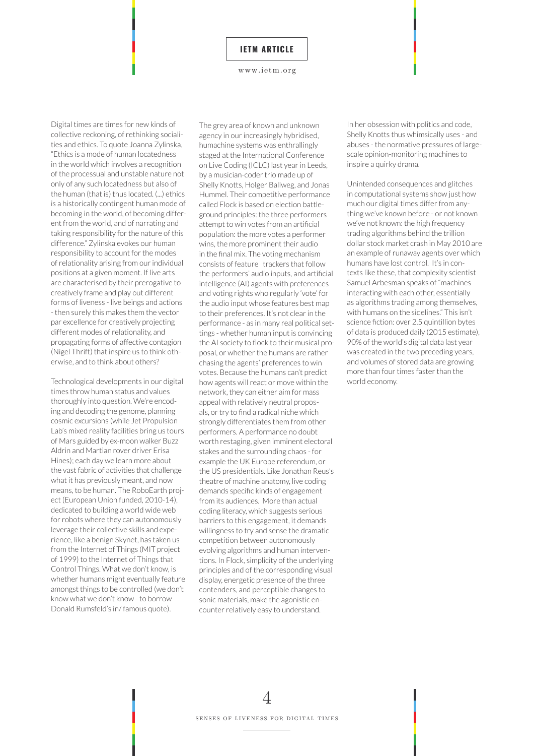Digital times are times for new kinds of collective reckoning, of rethinking socialities and ethics. To quote Joanna Zylinska, "Ethics is a mode of human locatedness in the world which involves a recognition of the processual and unstable nature not only of any such locatedness but also of the human (that is) thus located. (...) ethics is a historically contingent human mode of becoming in the world, of becoming different from the world, and of narrating and taking responsibility for the nature of this difference." Zylinska evokes our human responsibility to account for the modes of relationality arising from our individual positions at a given moment. If live arts are characterised by their prerogative to creatively frame and play out different forms of liveness - live beings and actions - then surely this makes them the vector par excellence for creatively projecting different modes of relationality, and propagating forms of affective contagion (Nigel Thrift) that inspire us to think otherwise, and to think about others?

Technological developments in our digital times throw human status and values thoroughly into question. We're encoding and decoding the genome, planning cosmic excursions (while Jet Propulsion Lab's mixed reality facilities bring us tours of Mars guided by ex-moon walker Buzz Aldrin and Martian rover driver Erisa Hines); each day we learn more about the vast fabric of activities that challenge what it has previously meant, and now means, to be human. The RoboEarth project (European Union funded, 2010-14), dedicated to building a world wide web for robots where they can autonomously leverage their collective skills and experience, like a benign Skynet, has taken us from the Internet of Things (MIT project of 1999) to the Internet of Things that Control Things. What we don't know, is whether humans might eventually feature amongst things to be controlled (we don't know what we don't know - to borrow Donald Rumsfeld's in/ famous quote).

The grey area of known and unknown agency in our increasingly hybridised, humachine systems was enthrallingly staged at the International Conference on Live Coding (ICLC) last year in Leeds, by a musician-coder trio made up of Shelly Knotts, Holger Ballweg, and Jonas Hummel. Their competitive performance called Flock is based on election battleground principles: the three performers attempt to win votes from an artificial population: the more votes a performer wins, the more prominent their audio in the final mix. The voting mechanism consists of feature trackers that follow the performers' audio inputs, and artificial intelligence (AI) agents with preferences and voting rights who regularly 'vote' for the audio input whose features best map to their preferences. It's not clear in the performance - as in many real political settings - whether human input is convincing the AI society to flock to their musical proposal, or whether the humans are rather chasing the agents' preferences to win votes. Because the humans can't predict how agents will react or move within the network, they can either aim for mass appeal with relatively neutral proposals, or try to find a radical niche which strongly differentiates them from other performers. A performance no doubt worth restaging, given imminent electoral stakes and the surrounding chaos - for example the UK Europe referendum, or the US presidentials. Like Jonathan Reus's theatre of machine anatomy, live coding demands specific kinds of engagement from its audiences. More than actual coding literacy, which suggests serious barriers to this engagement, it demands willingness to try and sense the dramatic competition between autonomously evolving algorithms and human interventions. In Flock, simplicity of the underlying principles and of the corresponding visual display, energetic presence of the three contenders, and perceptible changes to sonic materials, make the agonistic encounter relatively easy to understand.

In her obsession with politics and code, Shelly Knotts thus whimsically uses - and abuses - the normative pressures of large-scale opinion-monitoring machines to inspire a quirky drama.

Unintended consequences and glitches in computational systems show just how much our digital times differ from anything we've known before - or not known we've not known: the high frequency trading algorithms behind the trillion dollar stock market crash in May 2010 are an example of runaway agents over which humans have lost control. It's in contexts like these, that complexity scientist Samuel Arbesman speaks of "machines interacting with each other, essentially as algorithms trading among themselves, with humans on the sidelines." This isn't science fiction: over 2.5 quintillion bytes of data is produced daily (2015 estimate), 90% of the world's digital data last year was created in the two preceding years, and volumes of stored data are growing more than four times faster than the world economy.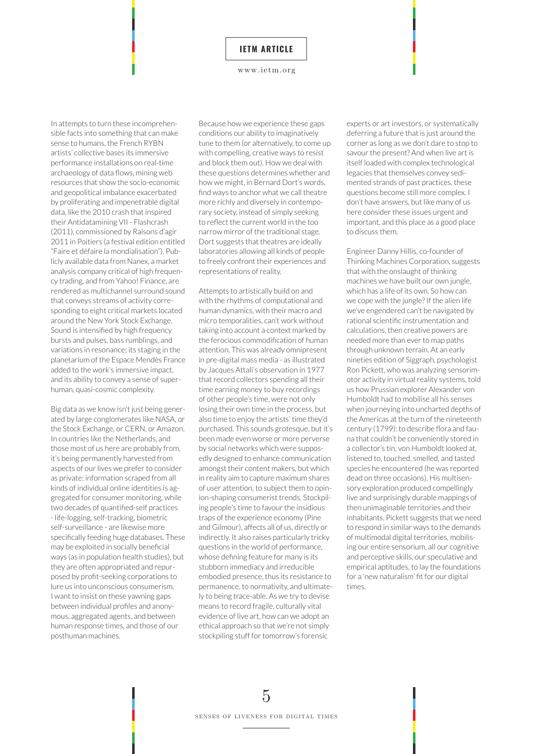In attempts to turn these incomprehensible facts into something that can make sense to humans, the French RYBN artists' collective bases its immersive performance installations on real-time archaeology of data flows, mining web resources that show the socio-economic and geopolitical imbalance exacerbated by proliferating and impenetrable digital data, like the 2010 crash that inspired their Antidatamining VII - Flashcrash (2011), commissioned by Raisons d'agir 2011 in Poitiers (a festival edition entitled "Faire et défaire la mondialisation"). Publicly available data from Nanex, a market analysis company critical of high frequency trading, and from Yahoo! Finance, are rendered as multichannel surround sound that conveys streams of activity corresponding to eight critical markets located around the New York Stock Exchange. Sound is intensified by high frequency bursts and pulses, bass rumblings, and variations in resonance; its staging in the planetarium of the Espace Mendès France added to the work's immersive impact, and its ability to convey a sense of superhuman, quasi-cosmic complexity.

Big data as we know isn't just being generated by large conglomerates like NASA, or the Stock Exchange, or CERN, or Amazon. In countries like the Netherlands, and those most of us here are probably from, it's being permanently harvested from aspects of our lives we prefer to consider as private: information scraped from all kinds of individual online identities is aggregated for consumer monitoring, while two decades of quantified-self practices - life-logging, self-tracking, biometric self-surveillance - are likewise more specifically feeding huge databases. These may be exploited in socially beneficial ways (as in population health studies), but they are often appropriated and repurposed by profit-seeking corporations to lure us into unconscious consumerism. I want to insist on these yawning gaps between individual profiles and anonymous, aggregated agents, and between human response times, and those of our posthuman machines.

Because how we experience these gaps conditions our ability to imaginatively tune to them (or alternatively, to come up with compelling, creative ways to resist and block them out). How we deal with these questions determines whether and how we might, in Bernard Dort's words, find ways to anchor what we call theatre more richly and diversely in contemporary society, instead of simply seeking to reflect the current world in the too narrow mirror of the traditional stage. Dort suggests that theatres are ideally laboratories allowing all kinds of people to freely confront their experiences and representations of reality.

Attempts to artistically build on and with the rhythms of computational and human dynamics, with their macro and micro temporalities, can't work without taking into account a context marked by the ferocious commodification of human attention. This was already omnipresent in pre-digital mass media - as illustrated by Jacques Attali's observation in 1977 that record collectors spending all their time earning money to buy recordings of other people's time, were not only losing their own time in the process, but also time to enjoy the artists' time they'd purchased. This sounds grotesque, but it's been made even worse or more perverse by social networks which were supposedly designed to enhance communication amongst their content makers, but which in reality aim to capture maximum shares of user attention, to subject them to opinion-shaping consumerist trends. Stockpiling people's time to favour the insidious traps of the experience economy (Pine and Gilmour), affects all of us, directly or indirectly. It also raises particularly tricky questions in the world of performance, whose defining feature for many is its stubborn immediacy and irreducible embodied presence, thus its resistance to permanence, to normativity, and ultimately to being trace-able. As we try to devise means to record fragile, culturally vital evidence of live art, how can we adopt an ethical approach so that we're not simply stockpiling stuff for tomorrow's forensic experts or art investors, or systematically deferring a future that is just around the corner as long as we don't dare to stop to savour the present? And when live art is itself loaded with complex technological legacies that themselves convey sedimented strands of past practices, these questions become still more complex. I don't have answers, but like many of us here consider these issues urgent and important, and this place as a good place to discuss them.

Engineer Danny Hillis, co-founder of Thinking Machines Corporation, suggests that with the onslaught of thinking machines we have built our own jungle, which has a life of its own. So how can we cope with the jungle? If the alien life we've engendered can't be navigated by rational scientific instrumentation and calculations, then creative powers are needed more than ever to map paths through unknown terrain. At an early nineties edition of Siggraph, psychologist Ron Pickett, who was analyzing sensorimotor activity in virtual reality systems, told us how Prussian explorer Alexander von Humboldt had to mobilise all his senses when journeying into uncharted depths of the Americas at the turn of the nineteenth century (1799): to describe flora and fauna that couldn't be conveniently stored in a collector's tin, von Humboldt looked at, listened to, touched, smelled, and tasted species he encountered (he was reported dead on three occasions). His multisensory exploration produced compellingly live and surprisingly durable mappings of then unimaginable territories and their inhabitants. Pickett suggests that we need to respond in similar ways to the demands of multimodal digital territories, mobilising our entire sensorium, all our cognitive and perceptive skills, our speculative and empirical aptitudes, to lay the foundations for a 'new naturalism' fit for our digital times.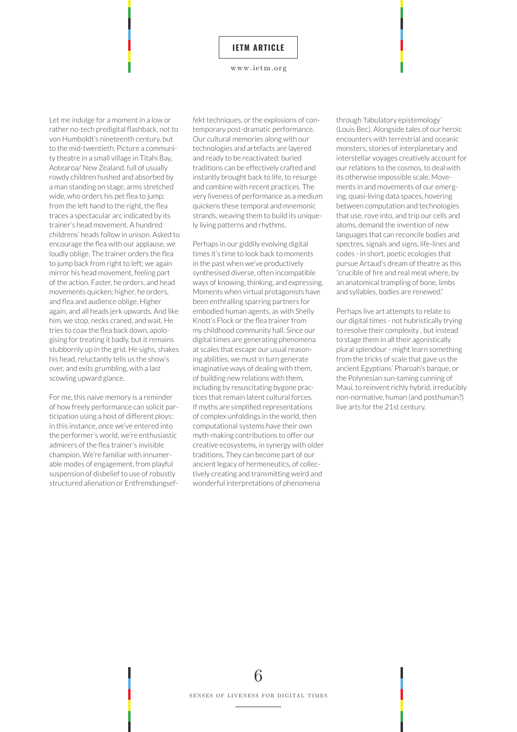Let me indulge for a moment in a low or rather no-tech predigital flashback, not to von Humboldt's nineteenth century, but to the mid-twentieth. Picture a community theatre in a small village in Titahi Bay, Aotearoa/ New Zealand, full of usually rowdy children hushed and absorbed by a man standing on stage, arms stretched wide, who orders his pet flea to jump: from the left hand to the right, the flea traces a spectacular arc indicated by its trainer's head movement. A hundred childrens' heads follow in unison. Asked to encourage the flea with our applause, we loudly oblige. The trainer orders the flea to jump back from right to left; we again mirror his head movement, feeling part of the action. Faster, he orders, and head movements quicken; higher, he orders, and flea and audience oblige. Higher again, and all heads jerk upwards. And like him, we stop, necks craned, and wait. He tries to coax the flea back down, apologising for treating it badly, but it remains stubbornly up in the grid. He sighs, shakes his head, reluctantly tells us the show's over, and exits grumbling, with a last scowling upward glance.

For me, this naive memory is a reminder of how freely performance can solicit participation using a host of different ploys: in this instance, once we've entered into the performer's world, we're enthusiastic admirers of the flea trainer's invisible champion. We're familiar with innumerable modes of engagement, from playful suspension of disbelief to use of robustly structured alienation or Entfremdungseffekt techniques, or the explosions of contemporary post-dramatic performance. Our cultural memories along with our technologies and artefacts are layered and ready to be reactivated: buried traditions can be effectively crafted and instantly brought back to life, to resurge and combine with recent practices. The very liveness of performance as a medium quickens these temporal and mnemonic strands, weaving them to build its uniquely living patterns and rhythms.

Perhaps in our giddily evolving digital times it's time to look back to moments in the past when we've productively synthesised diverse, often incompatible ways of knowing, thinking, and expressing. Moments when virtual protagonists have been enthralling sparring partners for embodied human agents, as with Shelly Knott's Flock or the flea trainer from my childhood community hall. Since our digital times are generating phenomena at scales that escape our usual reasoning abilities, we must in turn generate imaginative ways of dealing with them, of building new relations with them, including by resuscitating bygone practices that remain latent cultural forces. If myths are simplified representations of complex unfoldings in the world, then computational systems have their own myth-making contributions to offer our creative ecosystems, in synergy with older traditions. They can become part of our ancient legacy of hermeneutics, of collectively creating and transmitting weird and wonderful interpretations of phenomena through 'fabulatory epistemology' (Louis Bec). Alongside tales of our heroic encounters with terrestrial and oceanic monsters, stories of interplanetary and interstellar voyages creatively account for our relations to the cosmos, to deal with its otherwise impossible scale. Movements in and movements of our emerging, quasi-living data spaces, hovering between computation and technologies that use, rove into, and trip our cells and atoms, demand the invention of new languages that can reconcile bodies and spectres, signals and signs, life-lines and codes - in short, poetic ecologies that pursue Artaud's dream of theatre as this "crucible of fire and real meat where, by an anatomical trampling of bone, limbs and syllables, bodies are renewed."

Perhaps live art attempts to relate to our digital times - not hubristically trying to resolve their complexity , but instead to stage them in all their agonistically plural splendour - might learn something from the tricks of scale that gave us the ancient Egyptians' Pharoah's barque, or the Polynesian sun-taming cunning of Maui, to reinvent richly hybrid, irreducibly non-normative, human (and posthuman?) live arts for the 21st century.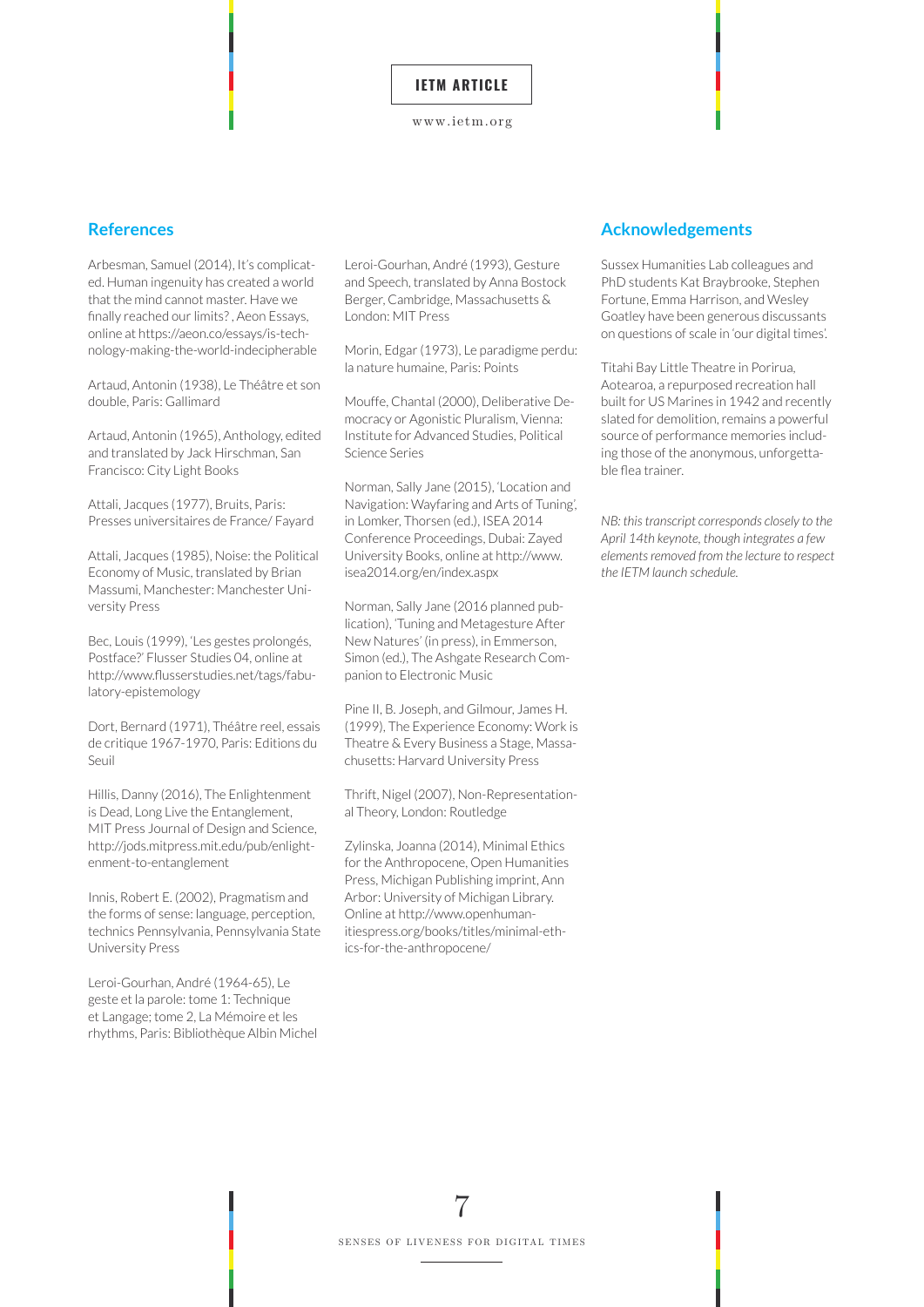## References

Arbesman, Samuel (2014), It's complicated. Human ingenuity has created a world that the mind cannot master. Have we finally reached our limits? , Aeon Essays, online at https://aeon.co/essays/is-technology-making-the-world-indecipherable

Artaud, Antonin (1938), Le Théâtre et son double, Paris: Gallimard

Artaud, Antonin (1965), Anthology, edited and translated by Jack Hirschman, San Francisco: City Light Books

Attali, Jacques (1977), Bruits, Paris: Presses universitaires de France/ Fayard

Attali, Jacques (1985), Noise: the Political Economy of Music, translated by Brian Massumi, Manchester: Manchester University Press

Bec, Louis (1999), 'Les gestes prolongés, Postface?' Flusser Studies 04, online at http://www.flusserstudies.net/tags/fabulatory-epistemology

Dort, Bernard (1971), Théâtre reel, essais de critique 1967-1970, Paris: Editions du Seuil

Hillis, Danny (2016), The Enlightenment is Dead, Long Live the Entanglement, MIT Press Journal of Design and Science, http://jods.mitpress.mit.edu/pub/enlightenment-to-entanglement

Innis, Robert E. (2002), Pragmatism and the forms of sense: language, perception, technics Pennsylvania, Pennsylvania State University Press

Leroi-Gourhan, André (1964-65), Le geste et la parole: tome 1: Technique et Langage; tome 2, La Mémoire et les rhythms, Paris: Bibliothèque Albin Michel

Leroi-Gourhan, André (1993), Gesture and Speech, translated by Anna Bostock Berger, Cambridge, Massachusetts & London: MIT Press

Morin, Edgar (1973), Le paradigme perdu: la nature humaine, Paris: Points

Mouffe, Chantal (2000), Deliberative Democracy or Agonistic Pluralism, Vienna: Institute for Advanced Studies, Political Science Series

Norman, Sally Jane (2015), 'Location and Navigation: Wayfaring and Arts of Tuning', in Lomker, Thorsen (ed.), ISEA 2014 Conference Proceedings, Dubai: Zayed University Books, online at http://www.isea2014.org/en/index.aspx

Norman, Sally Jane (2016 planned publication), 'Tuning and Metagesture After New Natures' (in press), in Emmerson, Simon (ed.), The Ashgate Research Companion to Electronic Music

Pine II, B. Joseph, and Gilmour, James H. (1999), The Experience Economy: Work is Theatre & Every Business a Stage, Massachusetts: Harvard University Press

Thrift, Nigel (2007), Non-Representational Theory, London: Routledge

Zylinska, Joanna (2014), Minimal Ethics for the Anthropocene, Open Humanities Press, Michigan Publishing imprint, Ann Arbor: University of Michigan Library. Online at http://www.openhumanitiespress.org/books/titles/minimal-ethics-for-the-anthropocene/

## Acknowledgements

Sussex Humanities Lab colleagues and PhD students Kat Braybrooke, Stephen Fortune, Emma Harrison, and Wesley Goatley have been generous discussants on questions of scale in 'our digital times'.

Titahi Bay Little Theatre in Porirua, Aotearoa, a repurposed recreation hall built for US Marines in 1942 and recently slated for demolition, remains a powerful source of performance memories including those of the anonymous, unforgettable flea trainer.

*NB: this transcript corresponds closely to the April 14th keynote, though integrates a few elements removed from the lecture to respect the IETM launch schedule.*